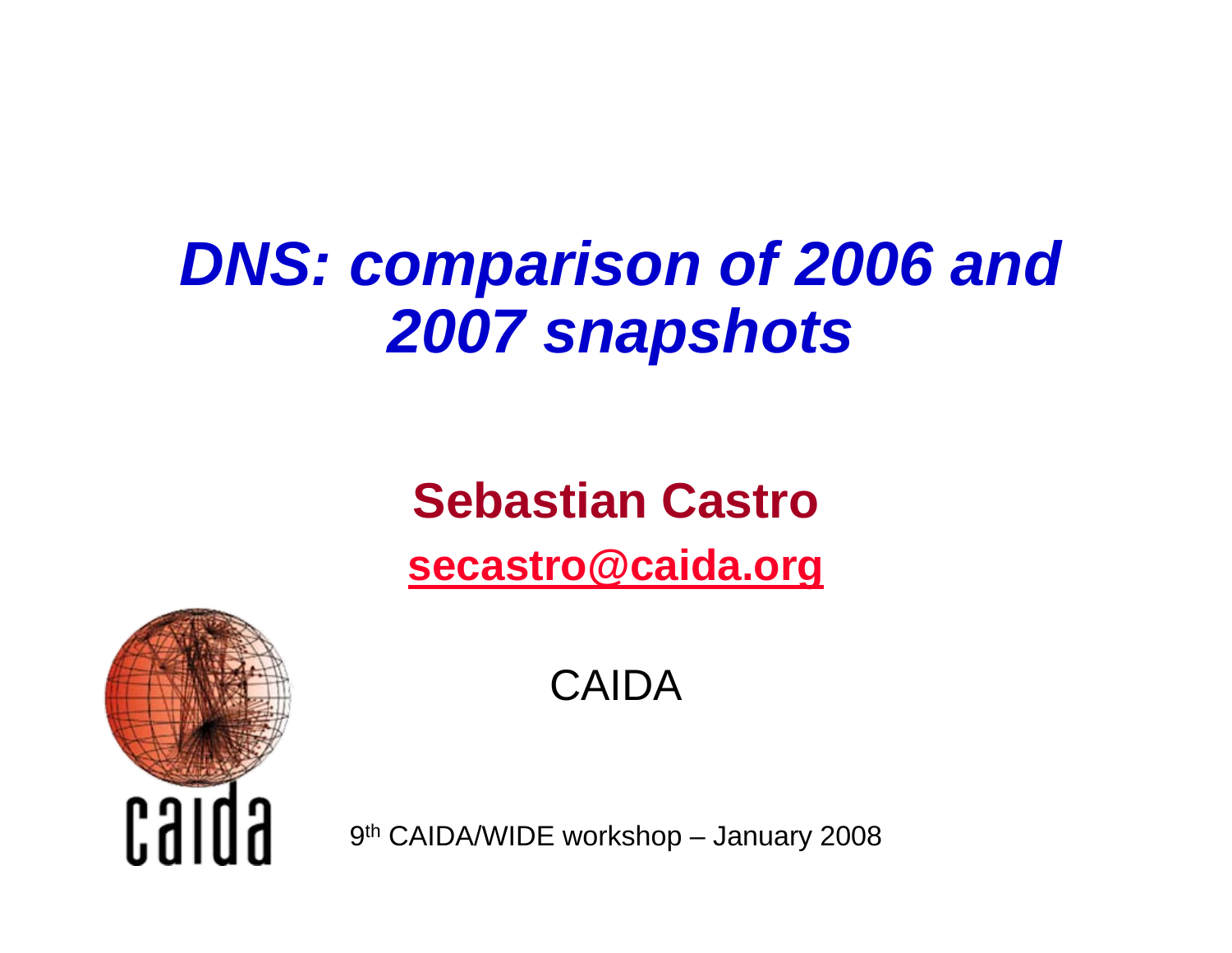# *DNS: comparison of 2006 and 2007 snapshots*

**Sebastian Castro**

**secastro@caida.org**

CAIDA

9th CAIDA/WIDE workshop – January 2008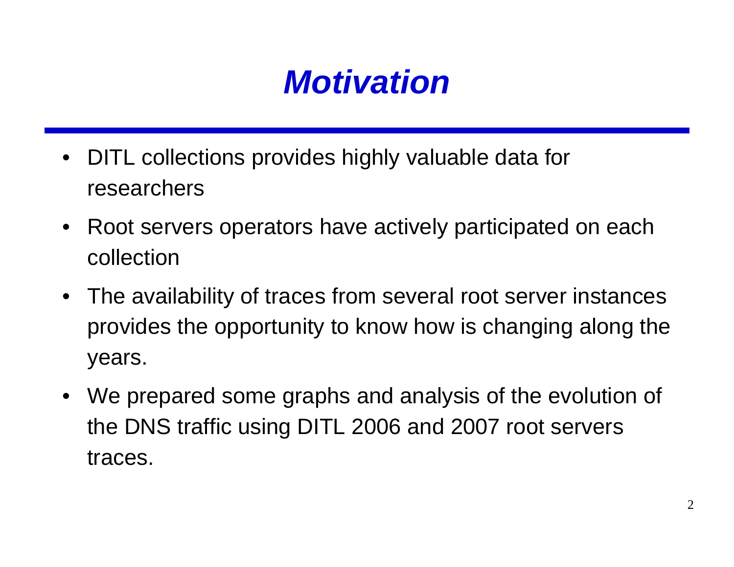# *Motivation*

- DITL collections provides highly valuable data for researchers
- Root servers operators have actively participated on each collection
- The availability of traces from several root server instances provides the opportunity to know how is changing along the years.
- We prepared some graphs and analysis of the evolution of the DNS traffic using DITL 2006 and 2007 root servers traces.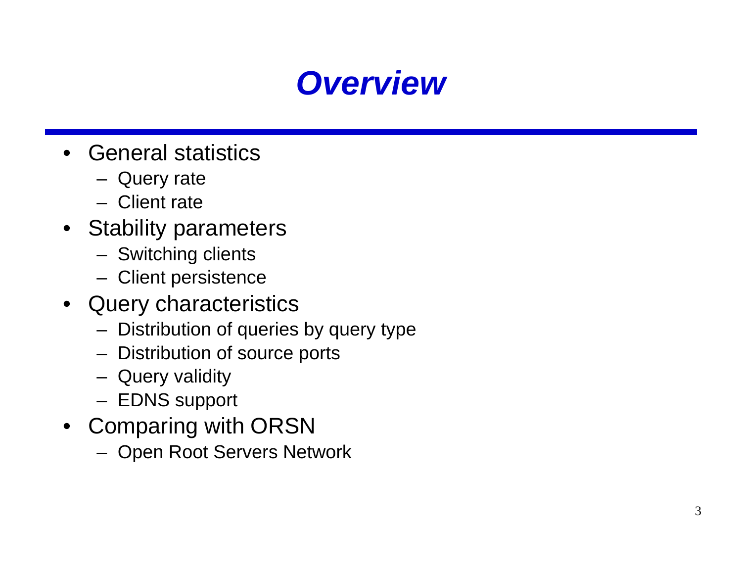# *Overview*

- General statistics
  - Query rate
  - Client rate
- Stability parameters
  - Switching clients
  - Client persistence
- Query characteristics
  - Distribution of queries by query type
  - Distribution of source ports
  - Query validity
  - EDNS support
- Comparing with ORSN
  - Open Root Servers Network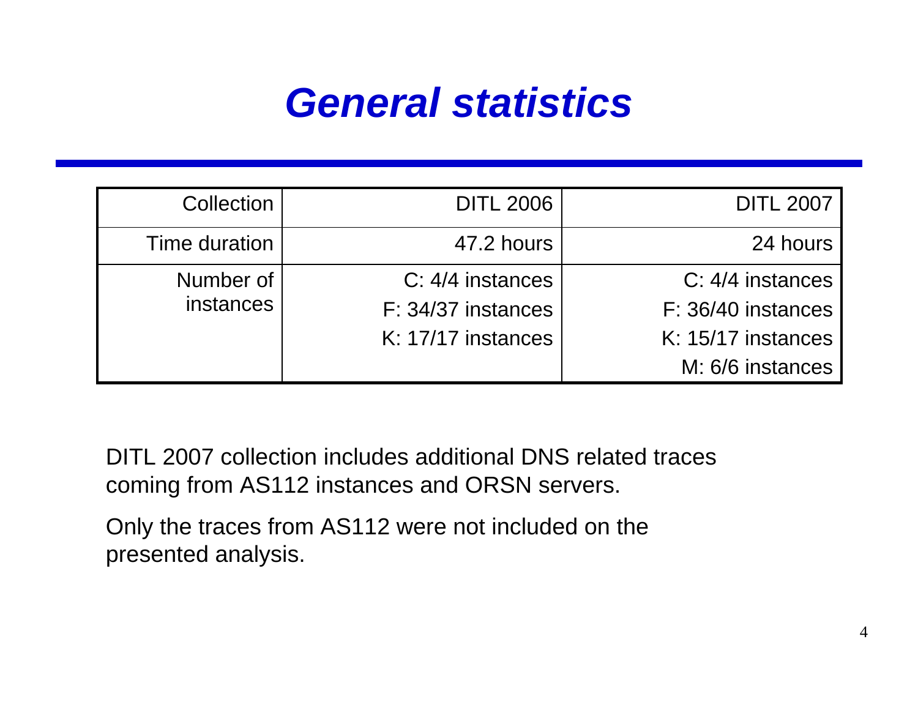# General statistics

| Collection | DITL 2006 | DITL 2007 |
|---|---|---|
| Time duration | 47.2 hours | 24 hours |
| Number of instances | C: 4/4 instances<br>F: 34/37 instances<br>K: 17/17 instances | C: 4/4 instances<br>F: 36/40 instances<br>K: 15/17 instances<br>M: 6/6 instances |

DITL 2007 collection includes additional DNS related traces coming from AS112 instances and ORSN servers.

Only the traces from AS112 were not included on the presented analysis.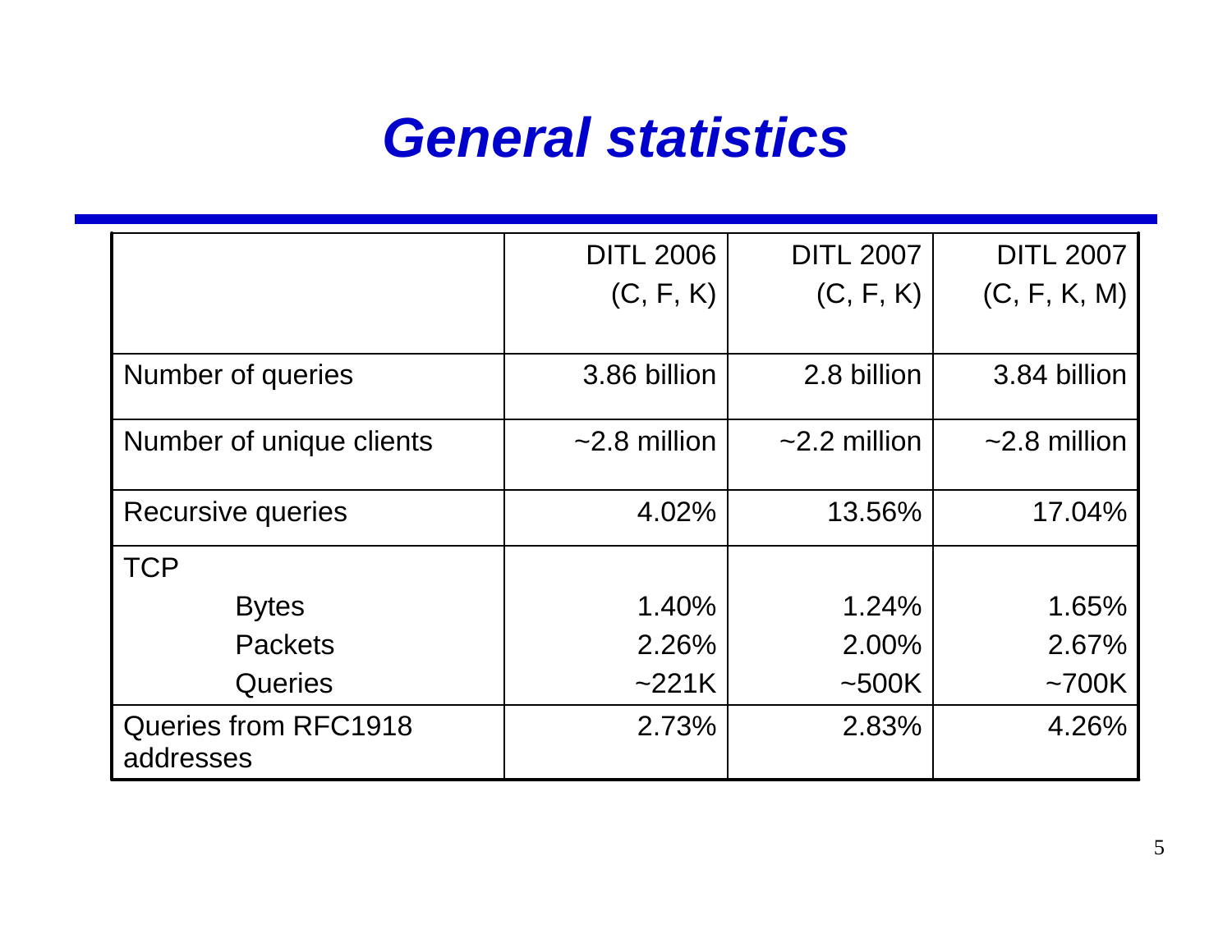# *General statistics*

| | DITL 2006 (C, F, K) | DITL 2007 (C, F, K) | DITL 2007 (C, F, K, M) |
|---|---|---|---|
| Number of queries | 3.86 billion | 2.8 billion | 3.84 billion |
| Number of unique clients | ~2.8 million | ~2.2 million | ~2.8 million |
| Recursive queries | 4.02% | 13.56% | 17.04% |
| TCP | | | |
| Bytes | 1.40% | 1.24% | 1.65% |
| Packets | 2.26% | 2.00% | 2.67% |
| Queries | ~221K | ~500K | ~700K |
| Queries from RFC1918 addresses | 2.73% | 2.83% | 4.26% |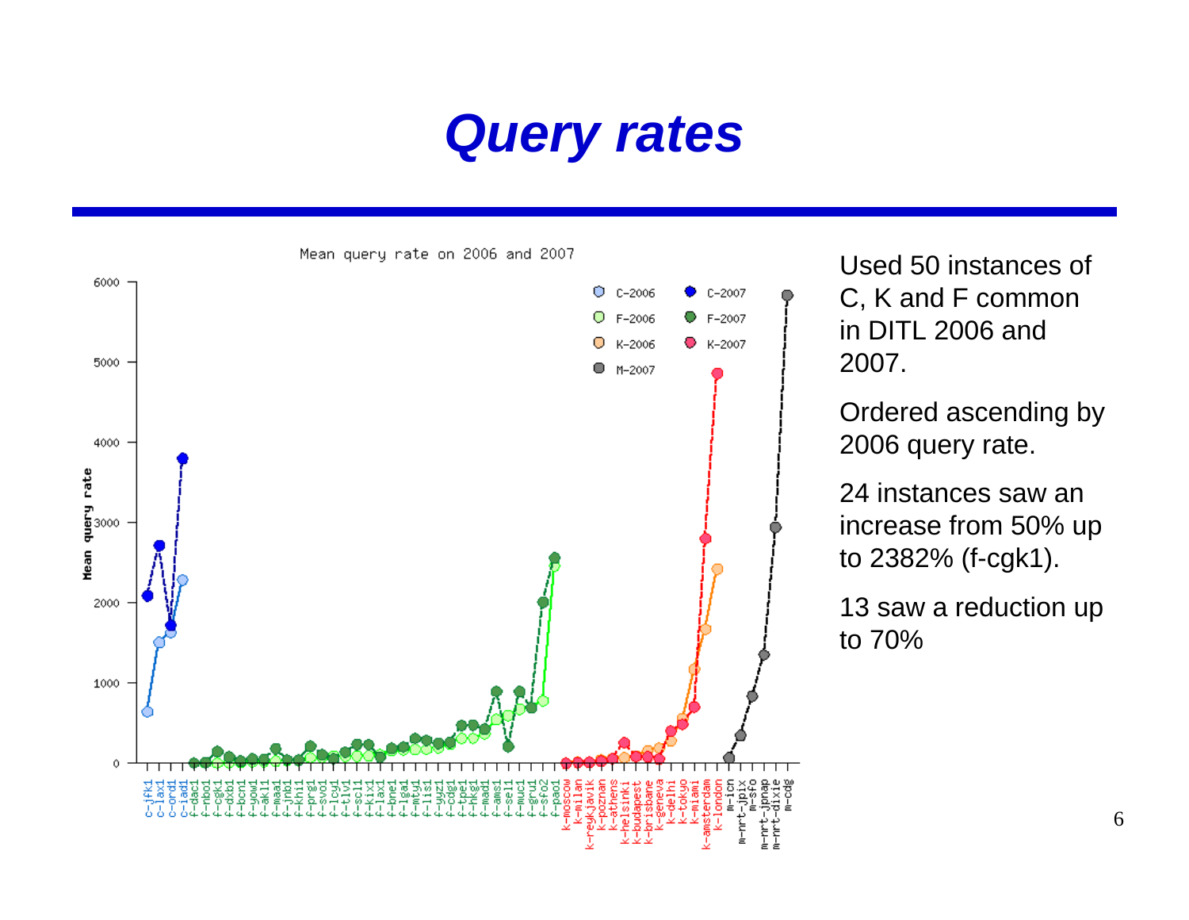# Query rates

Used 50 instances of C, K and F common in DITL 2006 and 2007.

Ordered ascending by 2006 query rate.

24 instances saw an increase from 50% up to 2382% (f-cgk1).

13 saw a reduction up to 70%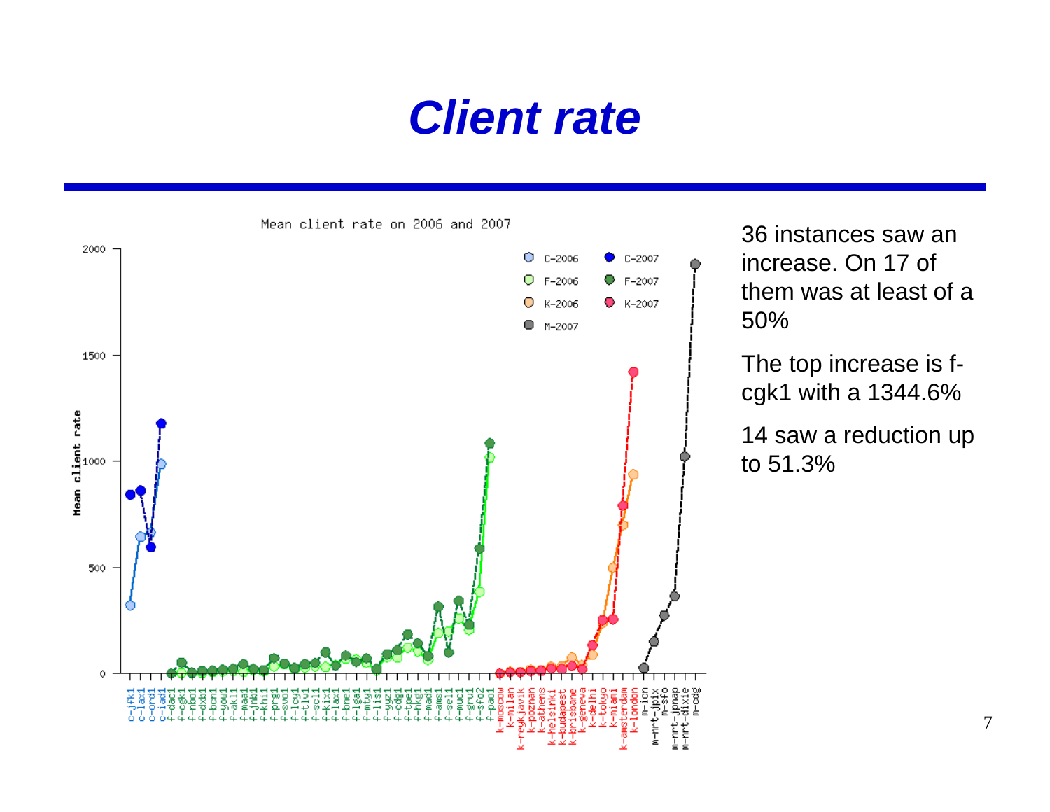# Client rate

Mean client rate on 2006 and 2007

36 instances saw an increase. On 17 of them was at least of a 50%

The top increase is f-cgk1 with a 1344.6%

14 saw a reduction up to 51.3%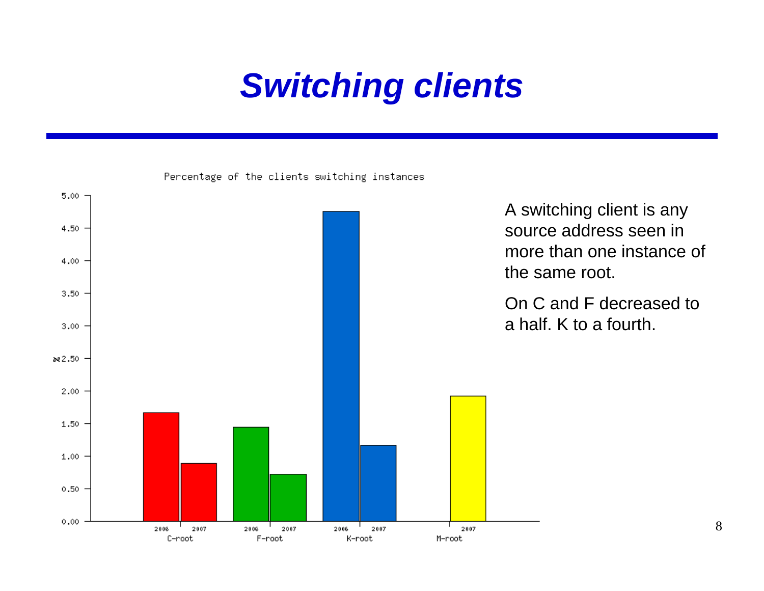# Switching clients

Percentage of the clients switching instances

A switching client is any source address seen in more than one instance of the same root.

On C and F decreased to a half. K to a fourth.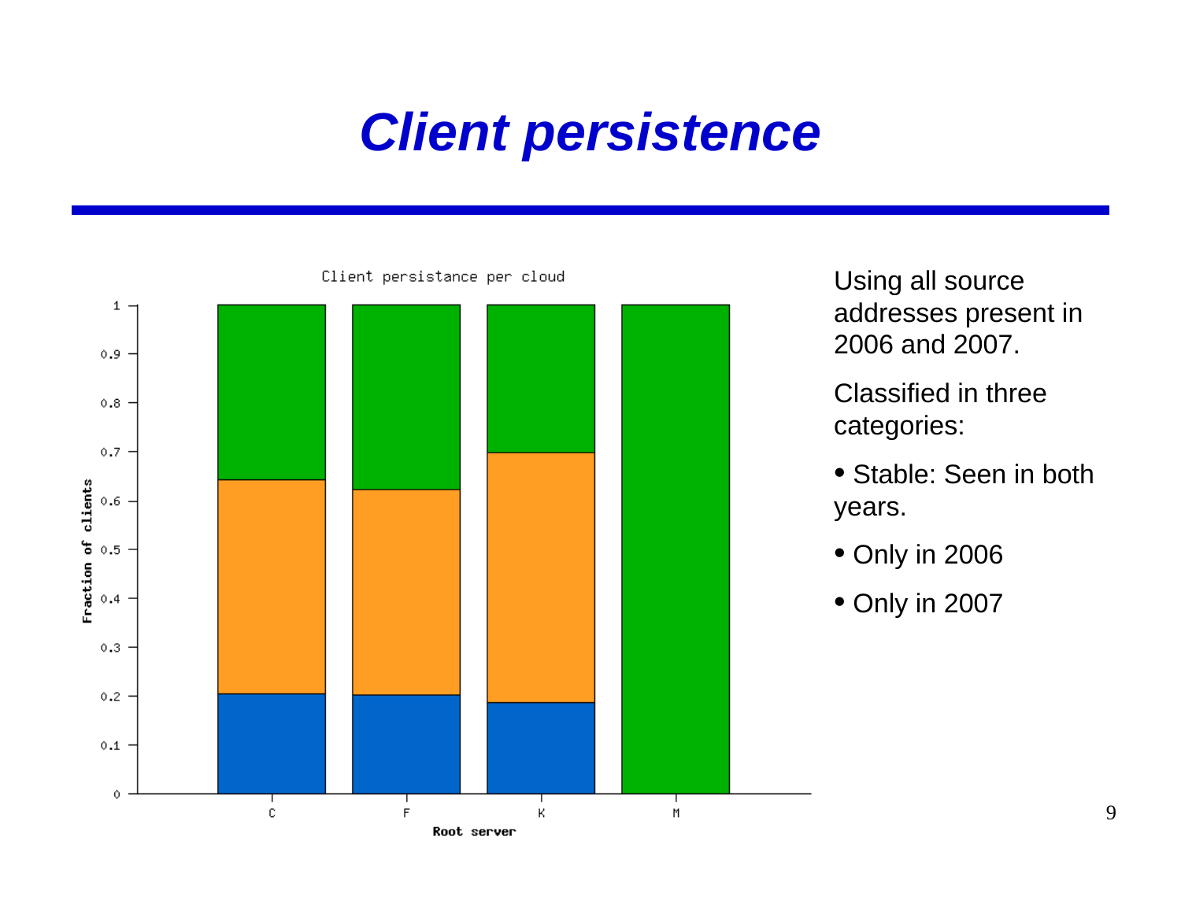# Client persistence

Client persistance per cloud

Using all source addresses present in 2006 and 2007.

Classified in three categories:

- Stable: Seen in both years.
- Only in 2006
- Only in 2007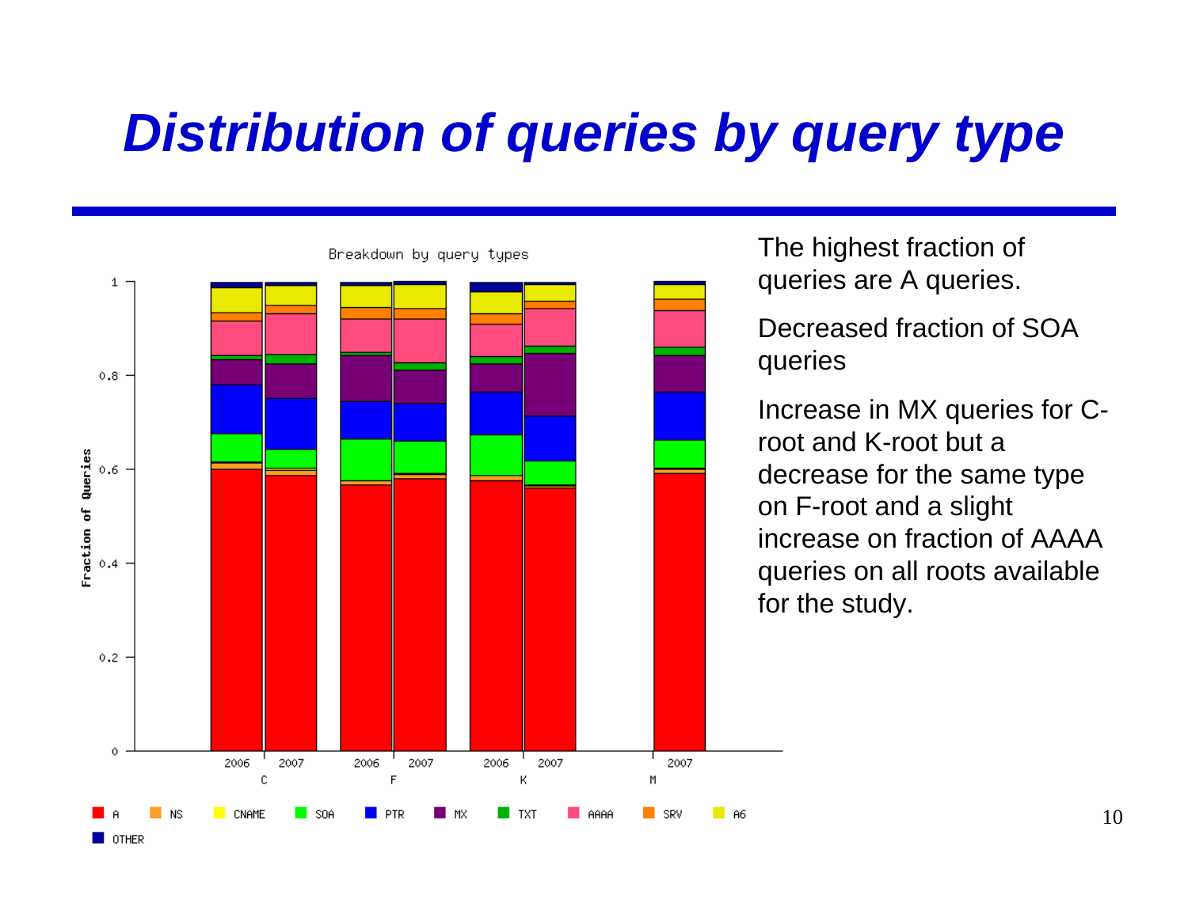# Distribution of queries by query type

The highest fraction of queries are A queries.

Decreased fraction of SOA queries

Increase in MX queries for C-root and K-root but a decrease for the same type on F-root and a slight increase on fraction of AAAA queries on all roots available for the study.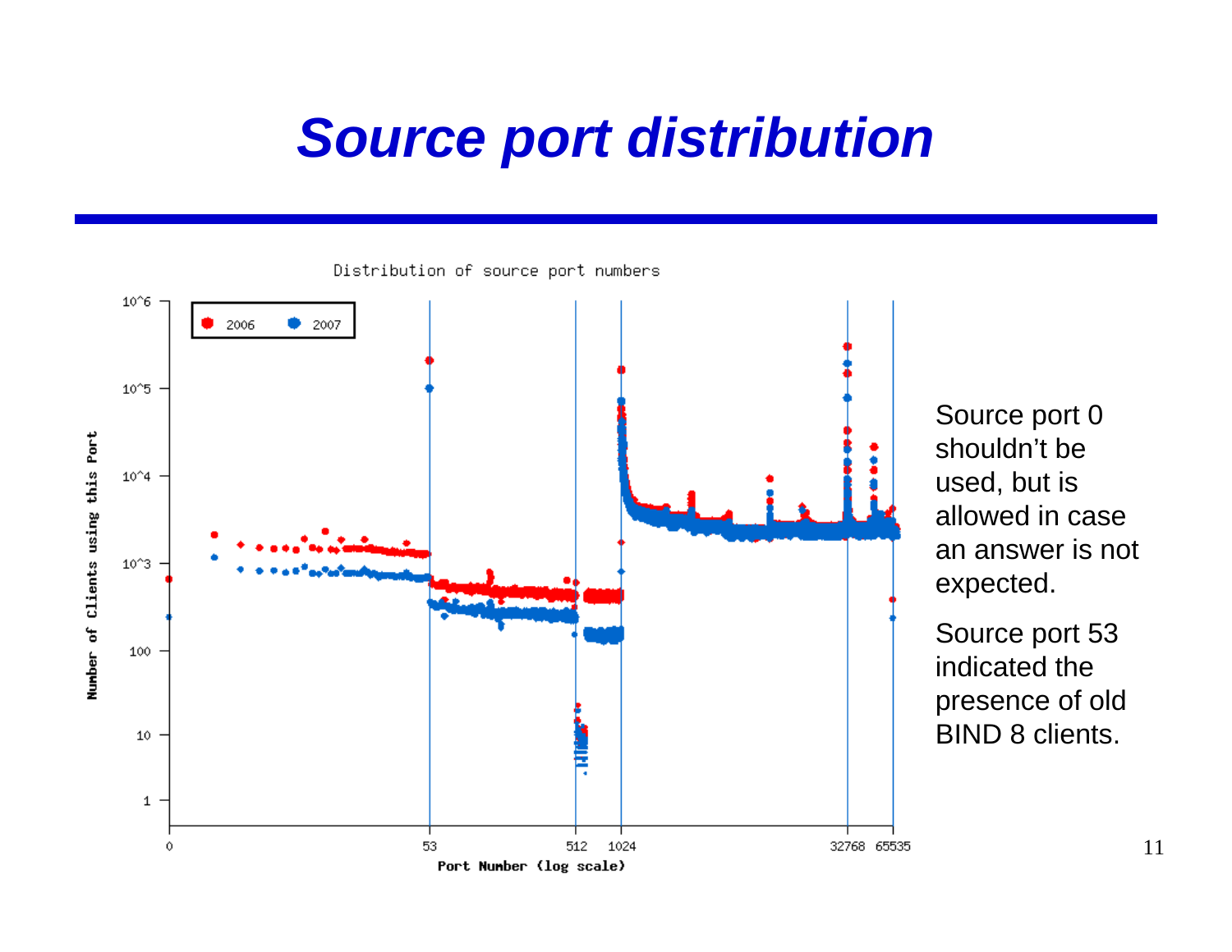# Source port distribution

Distribution of source port numbers

Source port 0 shouldn't be used, but is allowed in case an answer is not expected.

Source port 53 indicated the presence of old BIND 8 clients.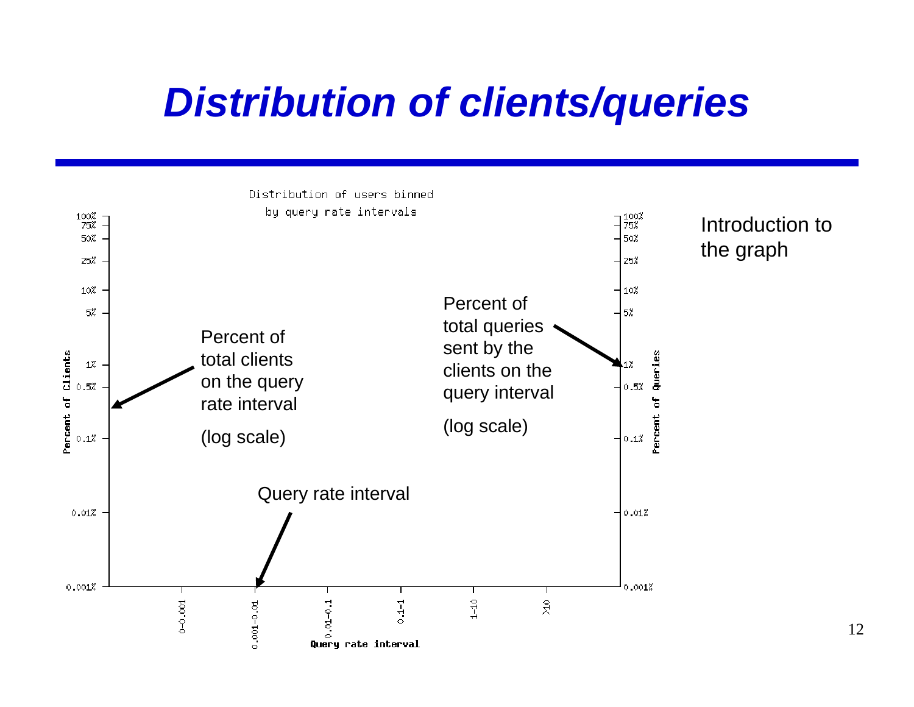# Distribution of clients/queries

Distribution of users binned by query rate intervals

Percent of total clients on the query rate interval

(log scale)

Percent of total queries sent by the clients on the query interval

(log scale)

Query rate interval

Percent of Clients: 100%, 75%, 50%, 25%, 10%, 5%, 1%, 0.5%, 0.1%, 0.01%, 0.001%

Percent of Queries: 100%, 75%, 50%, 25%, 10%, 5%, 1%, 0.5%, 0.1%, 0.01%, 0.001%

Query rate interval: 0-0.001, 0.001-0.01, 0.01-0.1, 0.1-1, 1-10, >10

Introduction to the graph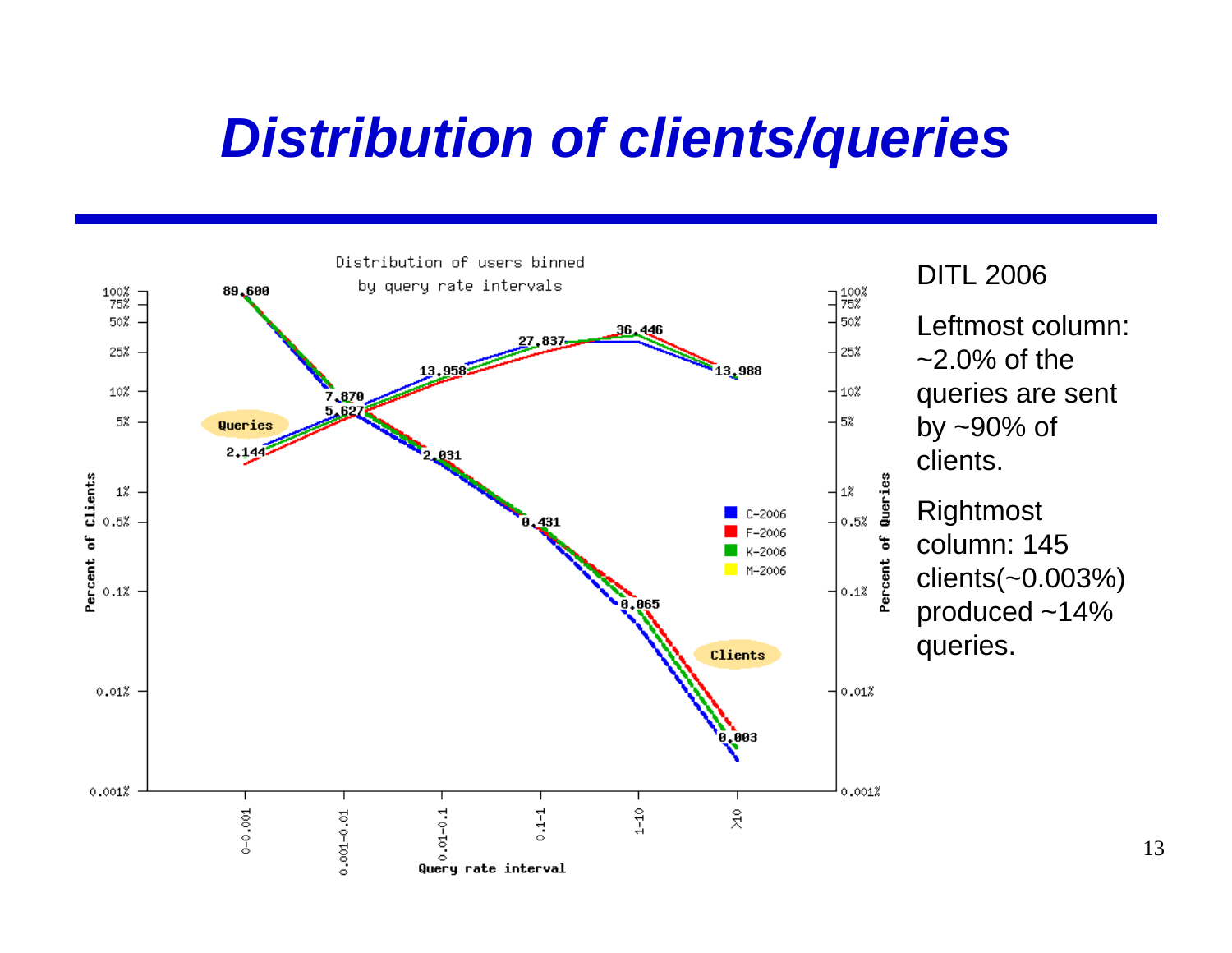# Distribution of clients/queries

Distribution of users binned by query rate intervals

| Query rate interval | 0-0.001 | 0.001-0.01 | 0.01-0.1 | 0.1-1 | 1-10 | >10 |
|---|---|---|---|---|---|---|
| Clients (%) | 89.600 | 5.627 | 2.031 | 0.431 | 0.065 | 0.003 |
| Queries (%) | 2.144 | 7.870 | 13.958 | 27.837 | 36.446 | 13.988 |

Legend: C-2006, F-2006, K-2006, M-2006

DITL 2006

Leftmost column: ~2.0% of the queries are sent by ~90% of clients.

Rightmost column: 145 clients(~0.003%) produced ~14% queries.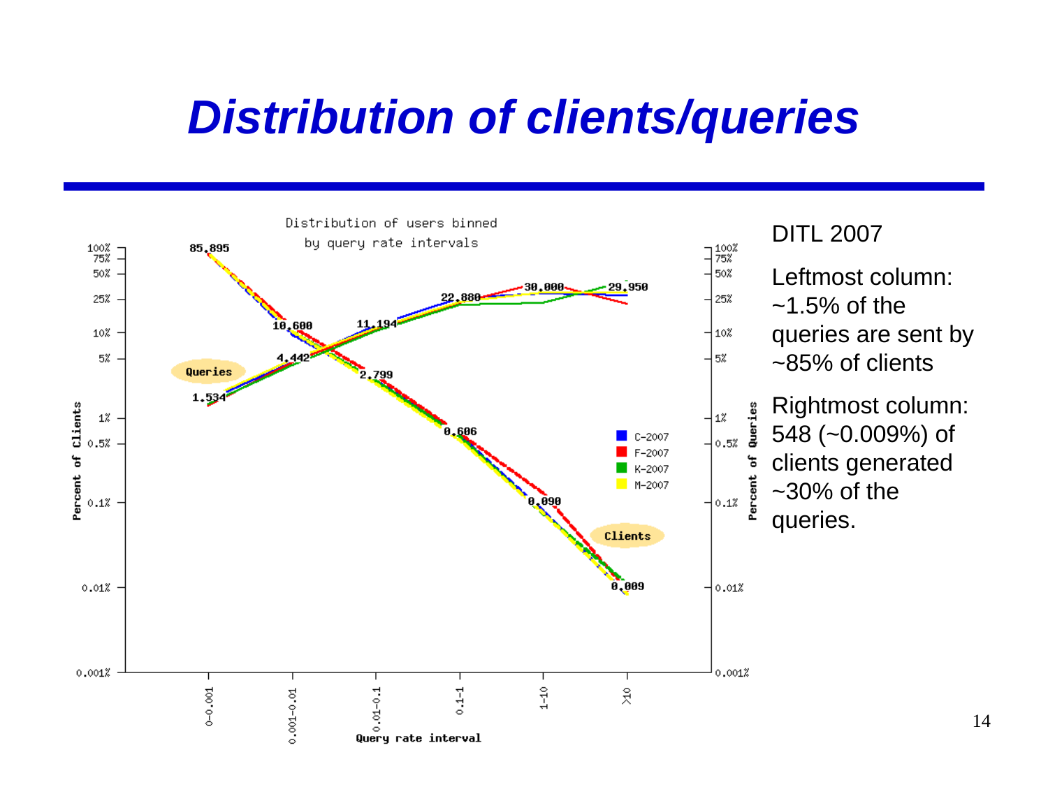# Distribution of clients/queries

Distribution of users binned by query rate intervals

DITL 2007

Leftmost column: ~1.5% of the queries are sent by ~85% of clients

Rightmost column: 548 (~0.009%) of clients generated ~30% of the queries.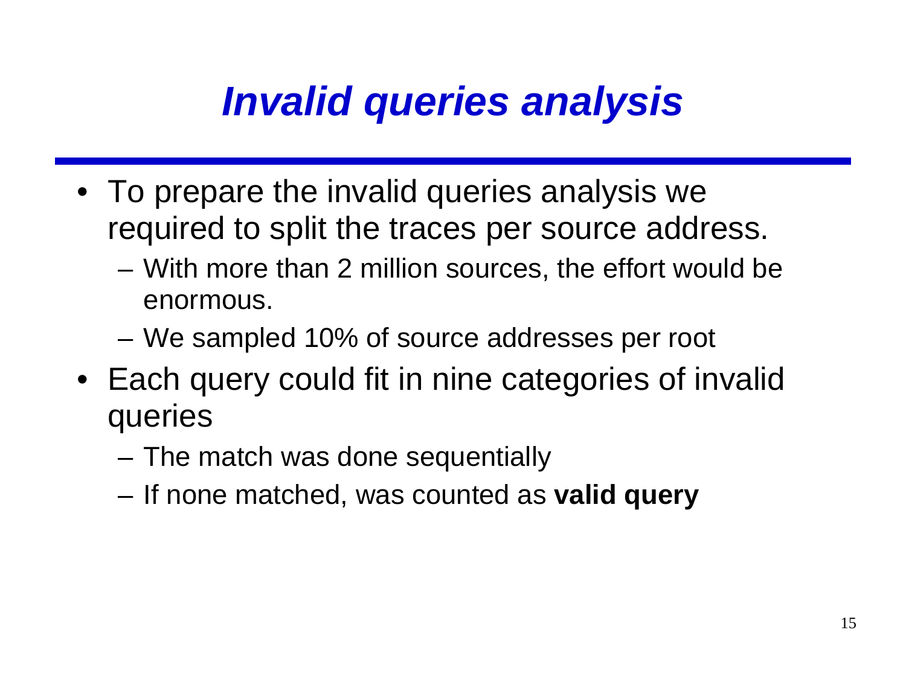# ***Invalid queries analysis***

- To prepare the invalid queries analysis we required to split the traces per source address.
  - With more than 2 million sources, the effort would be enormous.
  - We sampled 10% of source addresses per root
- Each query could fit in nine categories of invalid queries
  - The match was done sequentially
  - If none matched, was counted as **valid query**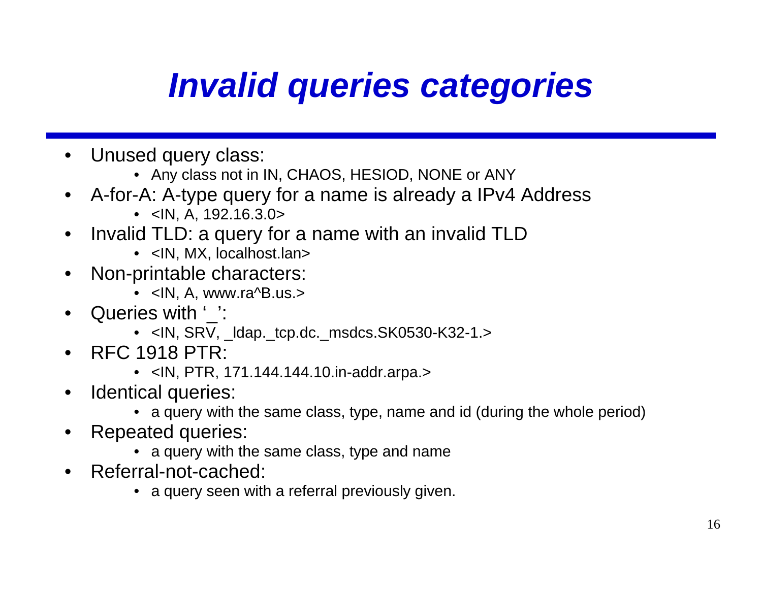# *Invalid queries categories*

- Unused query class:
  - Any class not in IN, CHAOS, HESIOD, NONE or ANY
- A-for-A: A-type query for a name is already a IPv4 Address
  - <IN, A, 192.16.3.0>
- Invalid TLD: a query for a name with an invalid TLD
  - <IN, MX, localhost.lan>
- Non-printable characters:
  - <IN, A, www.ra^B.us.>
- Queries with '_':
  - <IN, SRV, _ldap._tcp.dc._msdcs.SK0530-K32-1.>
- RFC 1918 PTR:
  - <IN, PTR, 171.144.144.10.in-addr.arpa.>
- Identical queries:
  - a query with the same class, type, name and id (during the whole period)
- Repeated queries:
  - a query with the same class, type and name
- Referral-not-cached:
  - a query seen with a referral previously given.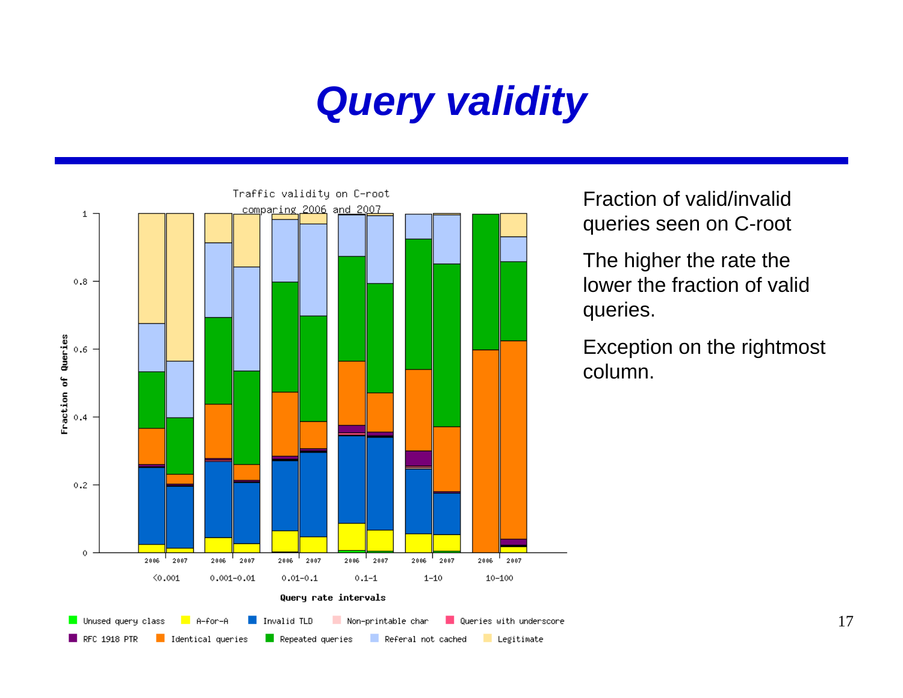# Query validity

Fraction of valid/invalid queries seen on C-root

The higher the rate the lower the fraction of valid queries.

Exception on the rightmost column.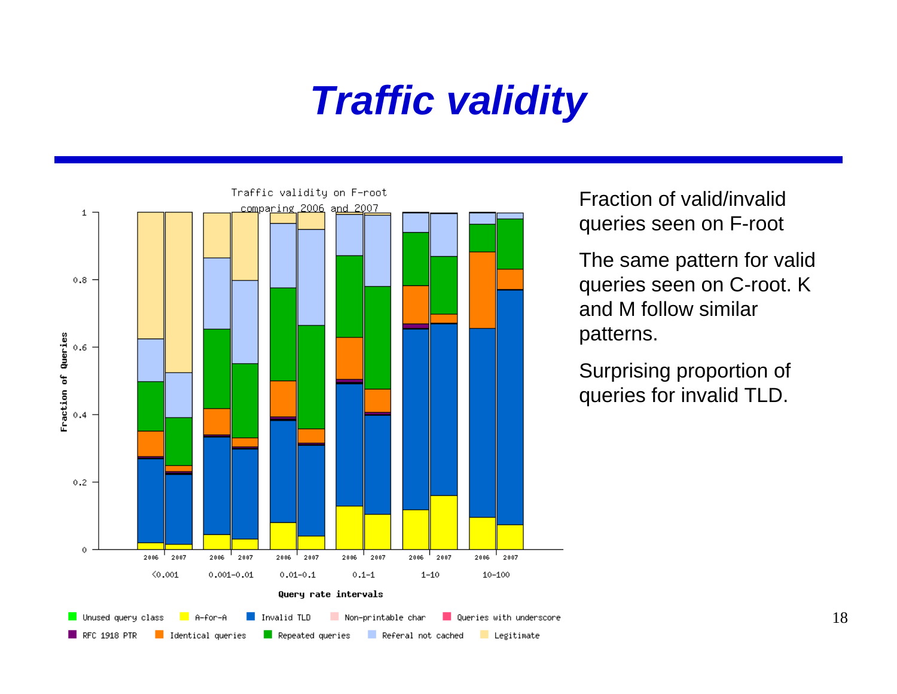# *Traffic validity*

Fraction of valid/invalid queries seen on F-root

The same pattern for valid queries seen on C-root. K and M follow similar patterns.

Surprising proportion of queries for invalid TLD.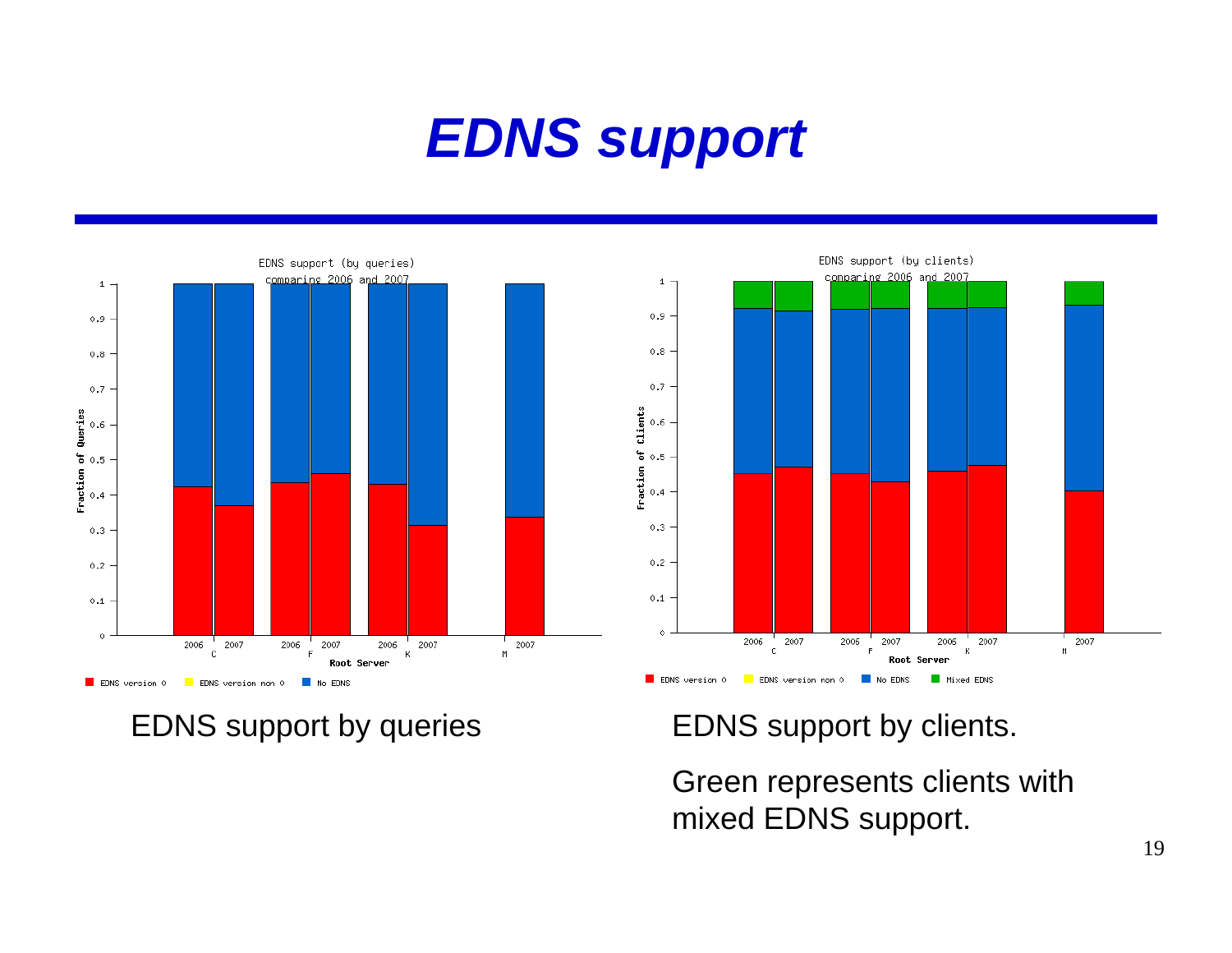# EDNS support

EDNS support by queries

EDNS support by clients.

Green represents clients with mixed EDNS support.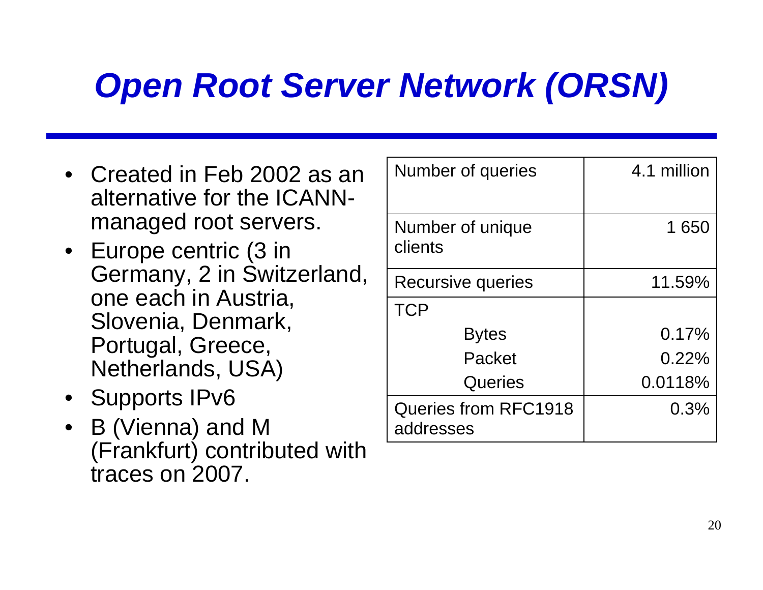# Open Root Server Network (ORSN)

- Created in Feb 2002 as an alternative for the ICANN-managed root servers.
- Europe centric (3 in Germany, 2 in Switzerland, one each in Austria, Slovenia, Denmark, Portugal, Greece, Netherlands, USA)
- Supports IPv6
- B (Vienna) and M (Frankfurt) contributed with traces on 2007.

| | |
|---|---|
| Number of queries | 4.1 million |
| Number of unique clients | 1 650 |
| Recursive queries | 11.59% |
| TCP | |
| Bytes | 0.17% |
| Packet | 0.22% |
| Queries | 0.0118% |
| Queries from RFC1918 addresses | 0.3% |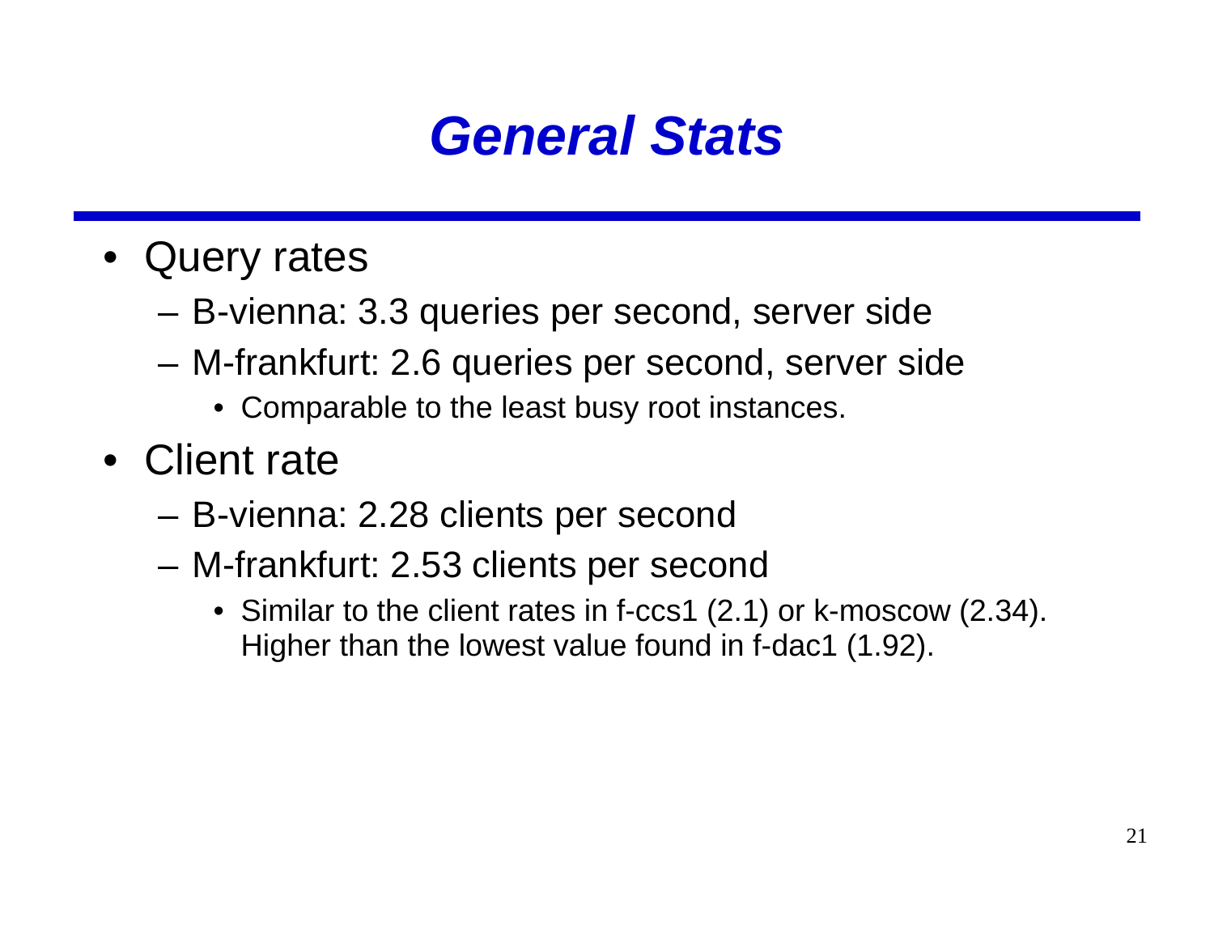# General Stats

- Query rates
  - B-vienna: 3.3 queries per second, server side
  - M-frankfurt: 2.6 queries per second, server side
    - Comparable to the least busy root instances.
- Client rate
  - B-vienna: 2.28 clients per second
  - M-frankfurt: 2.53 clients per second
    - Similar to the client rates in f-ccs1 (2.1) or k-moscow (2.34). Higher than the lowest value found in f-dac1 (1.92).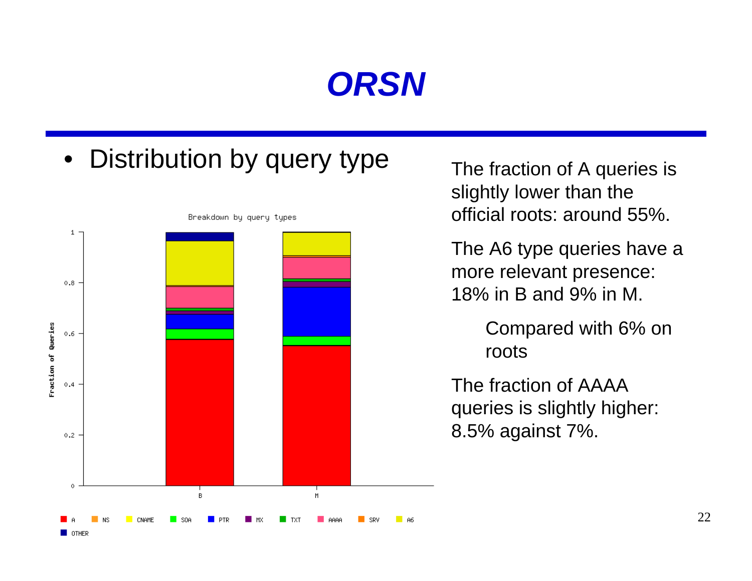# ORSN

- Distribution by query type

The fraction of A queries is slightly lower than the official roots: around 55%.

The A6 type queries have a more relevant presence: 18% in B and 9% in M.

> Compared with 6% on roots

The fraction of AAAA queries is slightly higher: 8.5% against 7%.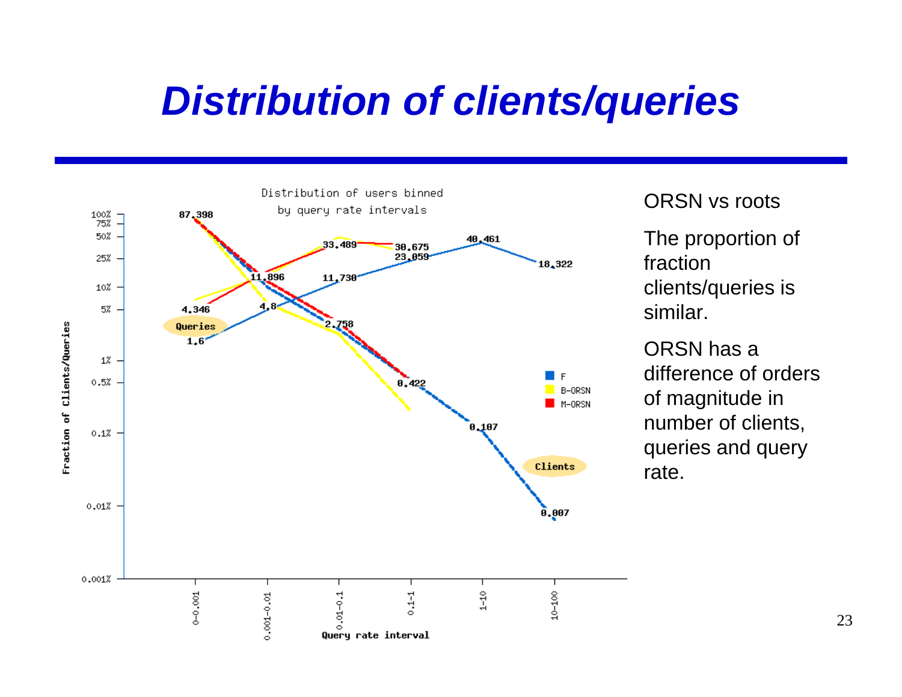# Distribution of clients/queries

ORSN vs roots

The proportion of fraction clients/queries is similar.

ORSN has a difference of orders of magnitude in number of clients, queries and query rate.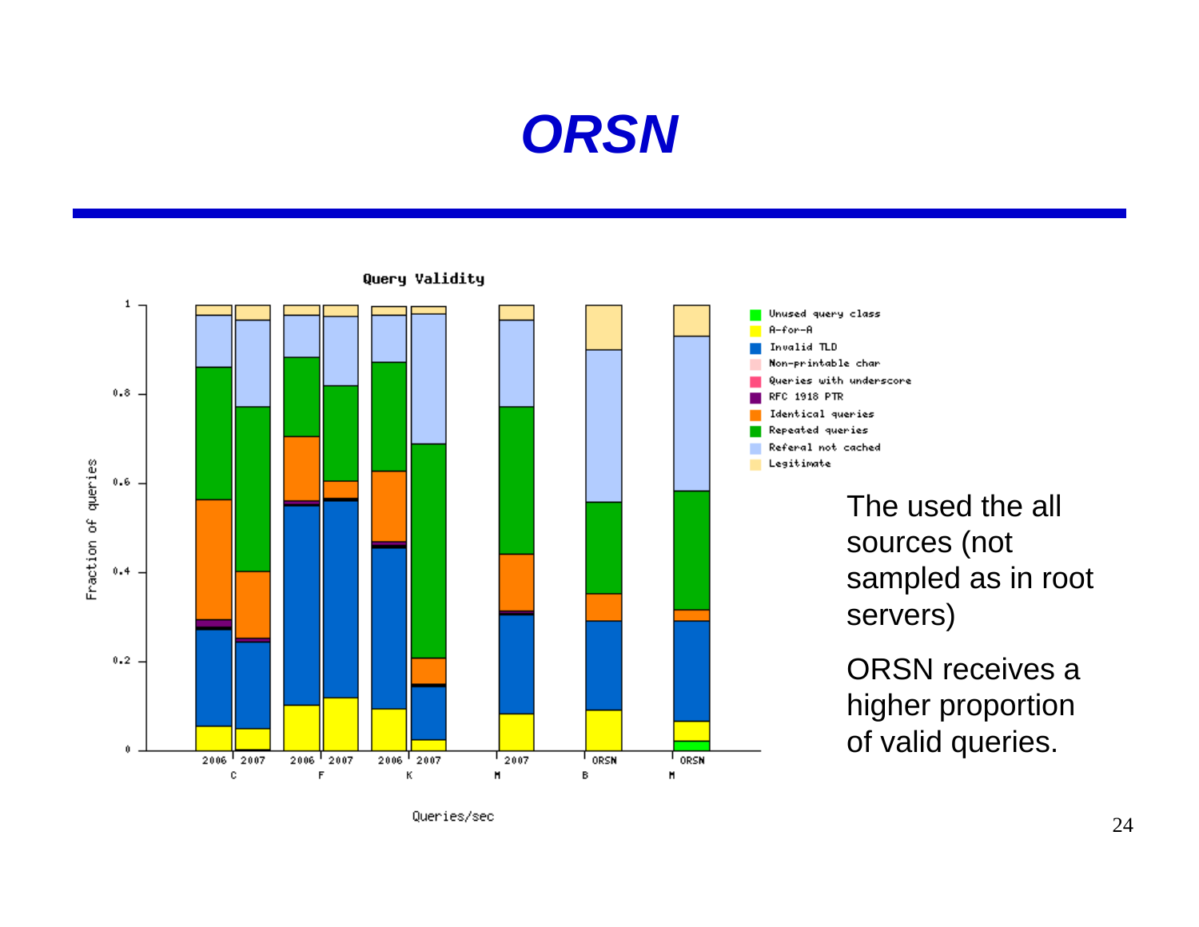# ORSN

The used the all sources (not sampled as in root servers)

ORSN receives a higher proportion of valid queries.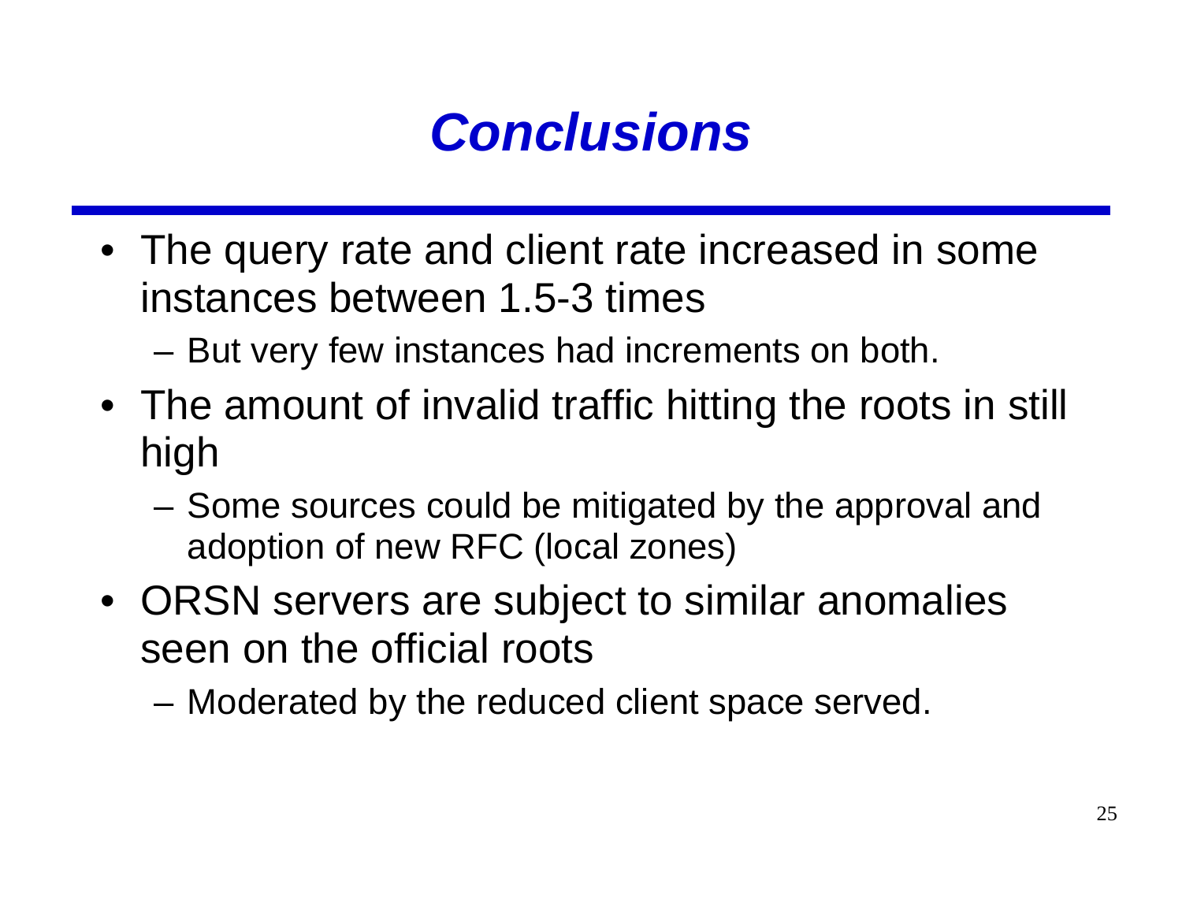# *Conclusions*

- The query rate and client rate increased in some instances between 1.5-3 times
  - But very few instances had increments on both.
- The amount of invalid traffic hitting the roots in still high
  - Some sources could be mitigated by the approval and adoption of new RFC (local zones)
- ORSN servers are subject to similar anomalies seen on the official roots
  - Moderated by the reduced client space served.